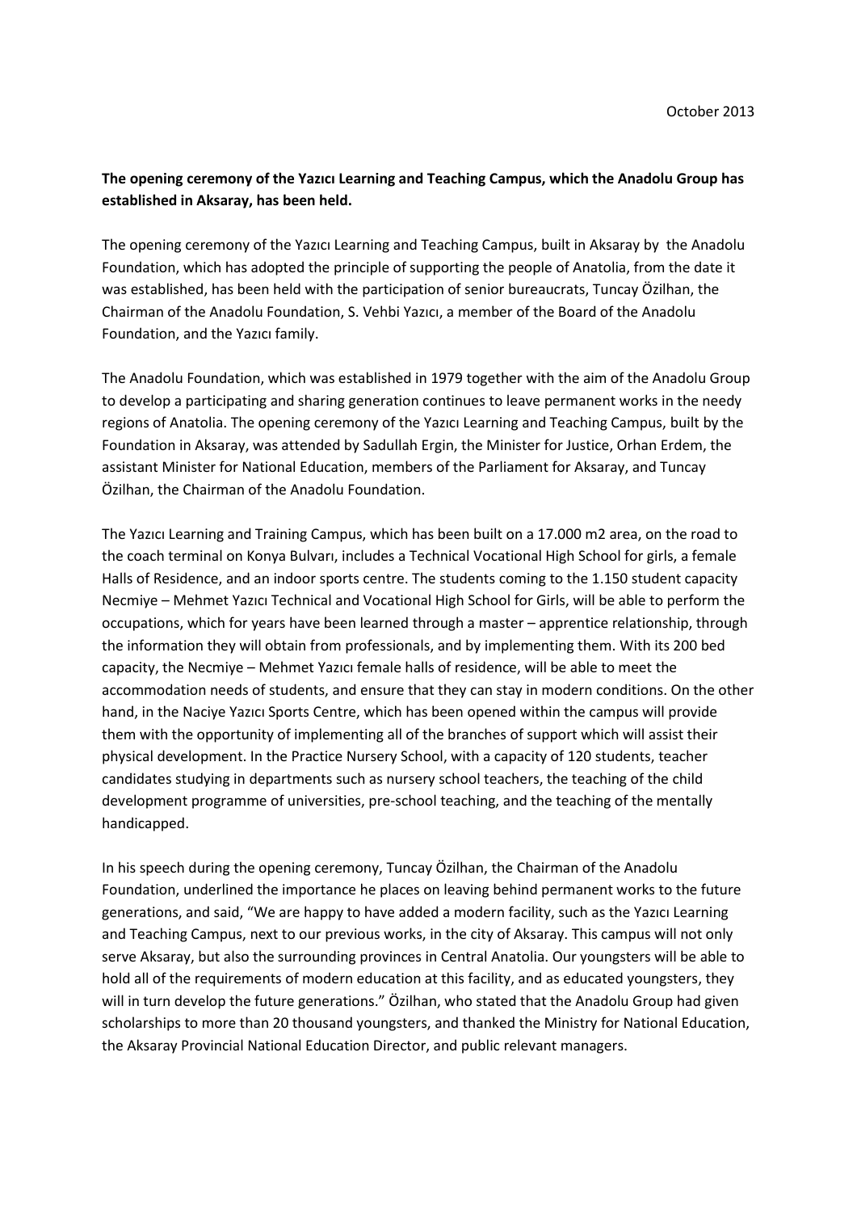October 2013

**The opening ceremony of the Yazıcı Learning and Teaching Campus, which the Anadolu Group has established in Aksaray, has been held.**

The opening ceremony of the Yazıcı Learning and Teaching Campus, built in Aksaray by the Anadolu Foundation, which has adopted the principle of supporting the people of Anatolia, from the date it was established, has been held with the participation of senior bureaucrats, Tuncay Özilhan, the Chairman of the Anadolu Foundation, S. Vehbi Yazıcı, a member of the Board of the Anadolu Foundation, and the Yazıcı family.

The Anadolu Foundation, which was established in 1979 together with the aim of the Anadolu Group to develop a participating and sharing generation continues to leave permanent works in the needy regions of Anatolia. The opening ceremony of the Yazıcı Learning and Teaching Campus, built by the Foundation in Aksaray, was attended by Sadullah Ergin, the Minister for Justice, Orhan Erdem, the assistant Minister for National Education, members of the Parliament for Aksaray, and Tuncay Özilhan, the Chairman of the Anadolu Foundation.

The Yazıcı Learning and Training Campus, which has been built on a 17.000 m2 area, on the road to the coach terminal on Konya Bulvarı, includes a Technical Vocational High School for girls, a female Halls of Residence, and an indoor sports centre. The students coming to the 1.150 student capacity Necmiye – Mehmet Yazıcı Technical and Vocational High School for Girls, will be able to perform the occupations, which for years have been learned through a master – apprentice relationship, through the information they will obtain from professionals, and by implementing them. With its 200 bed capacity, the Necmiye – Mehmet Yazıcı female halls of residence, will be able to meet the accommodation needs of students, and ensure that they can stay in modern conditions. On the other hand, in the Naciye Yazıcı Sports Centre, which has been opened within the campus will provide them with the opportunity of implementing all of the branches of support which will assist their physical development. In the Practice Nursery School, with a capacity of 120 students, teacher candidates studying in departments such as nursery school teachers, the teaching of the child development programme of universities, pre-school teaching, and the teaching of the mentally handicapped.

In his speech during the opening ceremony, Tuncay Özilhan, the Chairman of the Anadolu Foundation, underlined the importance he places on leaving behind permanent works to the future generations, and said, "We are happy to have added a modern facility, such as the Yazıcı Learning and Teaching Campus, next to our previous works, in the city of Aksaray. This campus will not only serve Aksaray, but also the surrounding provinces in Central Anatolia. Our youngsters will be able to hold all of the requirements of modern education at this facility, and as educated youngsters, they will in turn develop the future generations." Özilhan, who stated that the Anadolu Group had given scholarships to more than 20 thousand youngsters, and thanked the Ministry for National Education, the Aksaray Provincial National Education Director, and public relevant managers.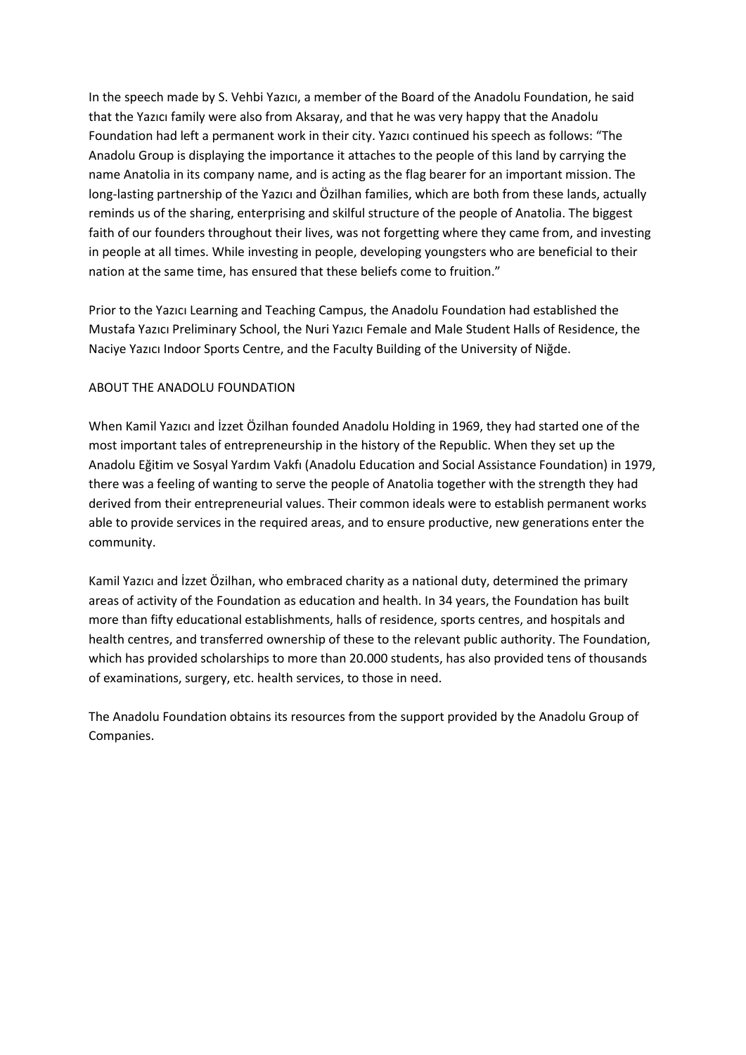In the speech made by S. Vehbi Yazıcı, a member of the Board of the Anadolu Foundation, he said that the Yazıcı family were also from Aksaray, and that he was very happy that the Anadolu Foundation had left a permanent work in their city. Yazıcı continued his speech as follows: "The Anadolu Group is displaying the importance it attaches to the people of this land by carrying the name Anatolia in its company name, and is acting as the flag bearer for an important mission. The long-lasting partnership of the Yazıcı and Özilhan families, which are both from these lands, actually reminds us of the sharing, enterprising and skilful structure of the people of Anatolia. The biggest faith of our founders throughout their lives, was not forgetting where they came from, and investing in people at all times. While investing in people, developing youngsters who are beneficial to their nation at the same time, has ensured that these beliefs come to fruition."

Prior to the Yazıcı Learning and Teaching Campus, the Anadolu Foundation had established the Mustafa Yazıcı Preliminary School, the Nuri Yazıcı Female and Male Student Halls of Residence, the Naciye Yazıcı Indoor Sports Centre, and the Faculty Building of the University of Niğde.

## ABOUT THE ANADOLU FOUNDATION

When Kamil Yazıcı and İzzet Özilhan founded Anadolu Holding in 1969, they had started one of the most important tales of entrepreneurship in the history of the Republic. When they set up the Anadolu Eğitim ve Sosyal Yardım Vakfı (Anadolu Education and Social Assistance Foundation) in 1979, there was a feeling of wanting to serve the people of Anatolia together with the strength they had derived from their entrepreneurial values. Their common ideals were to establish permanent works able to provide services in the required areas, and to ensure productive, new generations enter the community.

Kamil Yazıcı and İzzet Özilhan, who embraced charity as a national duty, determined the primary areas of activity of the Foundation as education and health. In 34 years, the Foundation has built more than fifty educational establishments, halls of residence, sports centres, and hospitals and health centres, and transferred ownership of these to the relevant public authority. The Foundation, which has provided scholarships to more than 20.000 students, has also provided tens of thousands of examinations, surgery, etc. health services, to those in need.

The Anadolu Foundation obtains its resources from the support provided by the Anadolu Group of Companies.